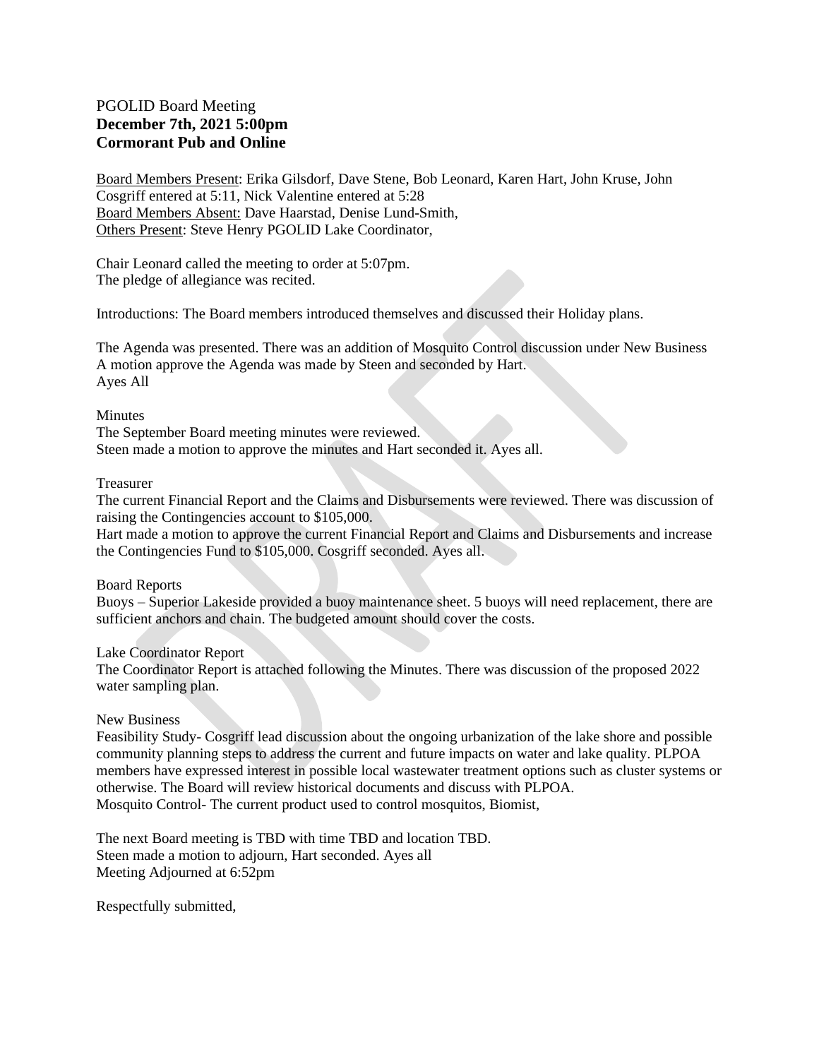PGOLID Board Meeting
**December 7th, 2021 5:00pm**
**Cormorant Pub and Online**

Board Members Present: Erika Gilsdorf, Dave Stene, Bob Leonard, Karen Hart, John Kruse, John Cosgriff entered at 5:11, Nick Valentine entered at 5:28
Board Members Absent: Dave Haarstad, Denise Lund-Smith,
Others Present: Steve Henry PGOLID Lake Coordinator,

Chair Leonard called the meeting to order at 5:07pm.
The pledge of allegiance was recited.

Introductions: The Board members introduced themselves and discussed their Holiday plans.

The Agenda was presented. There was an addition of Mosquito Control discussion under New Business
A motion approve the Agenda was made by Steen and seconded by Hart.
Ayes All

Minutes
The September Board meeting minutes were reviewed.
Steen made a motion to approve the minutes and Hart seconded it. Ayes all.

Treasurer
The current Financial Report and the Claims and Disbursements were reviewed. There was discussion of raising the Contingencies account to $105,000.
Hart made a motion to approve the current Financial Report and Claims and Disbursements and increase the Contingencies Fund to $105,000. Cosgriff seconded. Ayes all.

Board Reports
Buoys – Superior Lakeside provided a buoy maintenance sheet. 5 buoys will need replacement, there are sufficient anchors and chain. The budgeted amount should cover the costs.

Lake Coordinator Report
The Coordinator Report is attached following the Minutes. There was discussion of the proposed 2022 water sampling plan.

New Business
Feasibility Study- Cosgriff lead discussion about the ongoing urbanization of the lake shore and possible community planning steps to address the current and future impacts on water and lake quality. PLPOA members have expressed interest in possible local wastewater treatment options such as cluster systems or otherwise. The Board will review historical documents and discuss with PLPOA.
Mosquito Control- The current product used to control mosquitos, Biomist,

The next Board meeting is TBD with time TBD and location TBD.
Steen made a motion to adjourn, Hart seconded. Ayes all
Meeting Adjourned at 6:52pm

Respectfully submitted,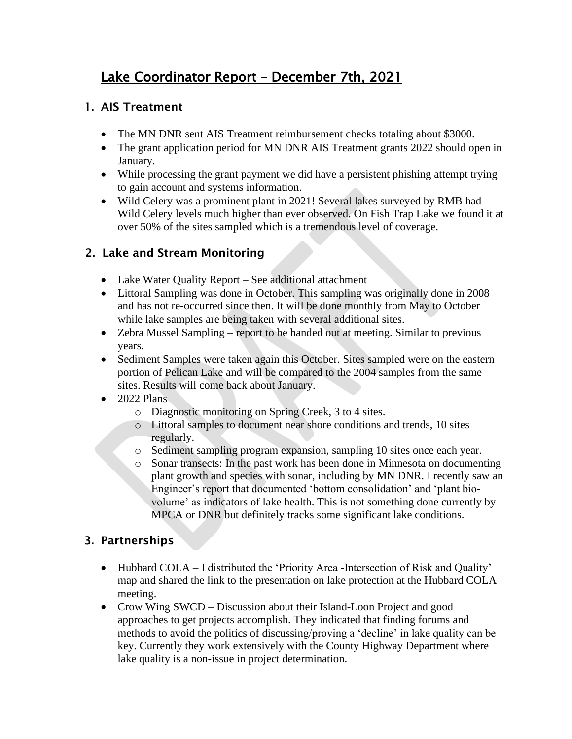# Lake Coordinator Report – December 7th, 2021

## 1. AIS Treatment

- The MN DNR sent AIS Treatment reimbursement checks totaling about $3000.
- The grant application period for MN DNR AIS Treatment grants 2022 should open in January.
- While processing the grant payment we did have a persistent phishing attempt trying to gain account and systems information.
- Wild Celery was a prominent plant in 2021! Several lakes surveyed by RMB had Wild Celery levels much higher than ever observed. On Fish Trap Lake we found it at over 50% of the sites sampled which is a tremendous level of coverage.

## 2. Lake and Stream Monitoring

- Lake Water Quality Report – See additional attachment
- Littoral Sampling was done in October. This sampling was originally done in 2008 and has not re-occurred since then. It will be done monthly from May to October while lake samples are being taken with several additional sites.
- Zebra Mussel Sampling – report to be handed out at meeting. Similar to previous years.
- Sediment Samples were taken again this October. Sites sampled were on the eastern portion of Pelican Lake and will be compared to the 2004 samples from the same sites. Results will come back about January.
- 2022 Plans
  - Diagnostic monitoring on Spring Creek, 3 to 4 sites.
  - Littoral samples to document near shore conditions and trends, 10 sites regularly.
  - Sediment sampling program expansion, sampling 10 sites once each year.
  - Sonar transects: In the past work has been done in Minnesota on documenting plant growth and species with sonar, including by MN DNR. I recently saw an Engineer's report that documented 'bottom consolidation' and 'plant bio-volume' as indicators of lake health. This is not something done currently by MPCA or DNR but definitely tracks some significant lake conditions.

## 3. Partnerships

- Hubbard COLA – I distributed the 'Priority Area -Intersection of Risk and Quality' map and shared the link to the presentation on lake protection at the Hubbard COLA meeting.
- Crow Wing SWCD – Discussion about their Island-Loon Project and good approaches to get projects accomplish. They indicated that finding forums and methods to avoid the politics of discussing/proving a 'decline' in lake quality can be key. Currently they work extensively with the County Highway Department where lake quality is a non-issue in project determination.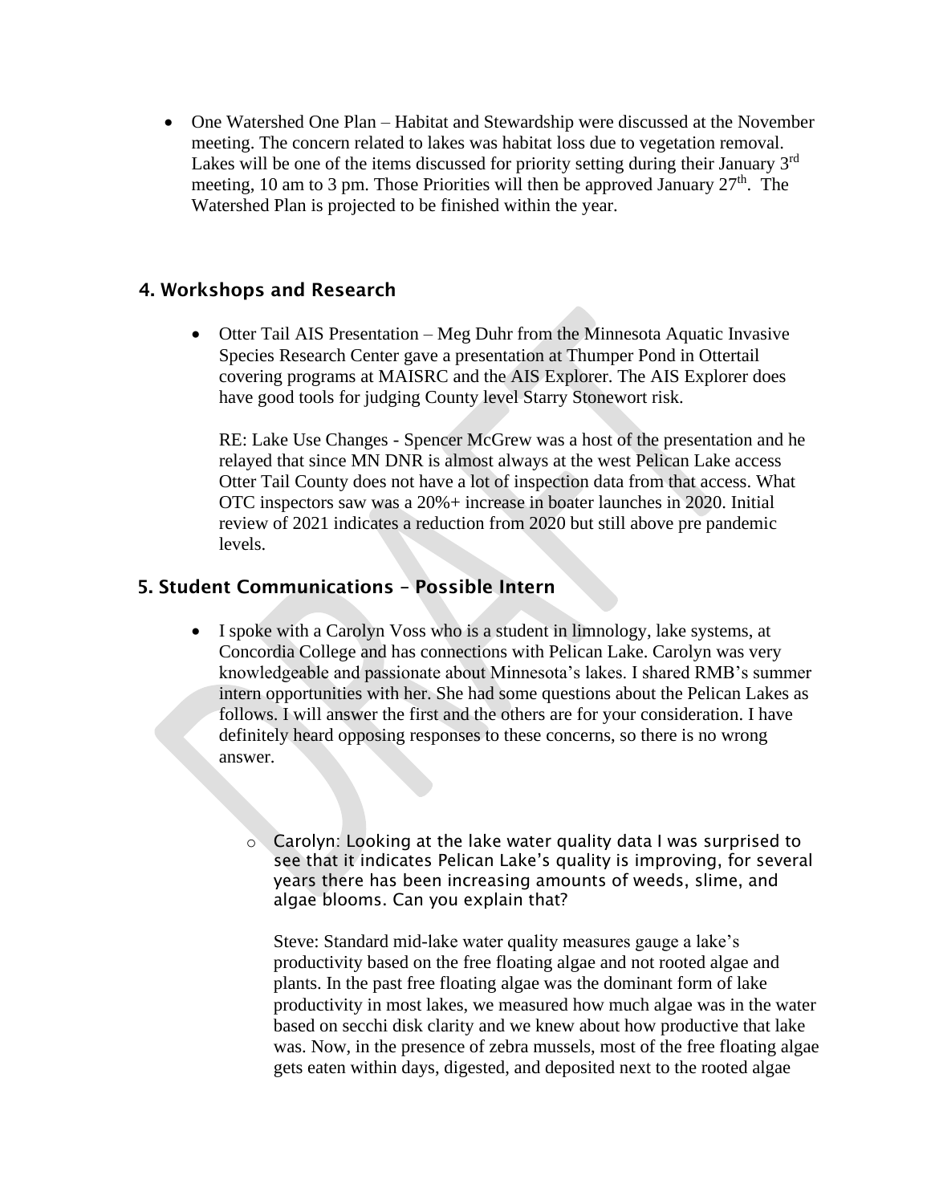- One Watershed One Plan – Habitat and Stewardship were discussed at the November meeting. The concern related to lakes was habitat loss due to vegetation removal. Lakes will be one of the items discussed for priority setting during their January 3rd meeting, 10 am to 3 pm. Those Priorities will then be approved January 27th. The Watershed Plan is projected to be finished within the year.

## 4. Workshops and Research

- Otter Tail AIS Presentation – Meg Duhr from the Minnesota Aquatic Invasive Species Research Center gave a presentation at Thumper Pond in Ottertail covering programs at MAISRC and the AIS Explorer. The AIS Explorer does have good tools for judging County level Starry Stonewort risk.

  RE: Lake Use Changes - Spencer McGrew was a host of the presentation and he relayed that since MN DNR is almost always at the west Pelican Lake access Otter Tail County does not have a lot of inspection data from that access. What OTC inspectors saw was a 20%+ increase in boater launches in 2020. Initial review of 2021 indicates a reduction from 2020 but still above pre pandemic levels.

## 5. Student Communications – Possible Intern

- I spoke with a Carolyn Voss who is a student in limnology, lake systems, at Concordia College and has connections with Pelican Lake. Carolyn was very knowledgeable and passionate about Minnesota's lakes. I shared RMB's summer intern opportunities with her. She had some questions about the Pelican Lakes as follows. I will answer the first and the others are for your consideration. I have definitely heard opposing responses to these concerns, so there is no wrong answer.

  - Carolyn: Looking at the lake water quality data I was surprised to see that it indicates Pelican Lake's quality is improving, for several years there has been increasing amounts of weeds, slime, and algae blooms. Can you explain that?

    Steve: Standard mid-lake water quality measures gauge a lake's productivity based on the free floating algae and not rooted algae and plants. In the past free floating algae was the dominant form of lake productivity in most lakes, we measured how much algae was in the water based on secchi disk clarity and we knew about how productive that lake was. Now, in the presence of zebra mussels, most of the free floating algae gets eaten within days, digested, and deposited next to the rooted algae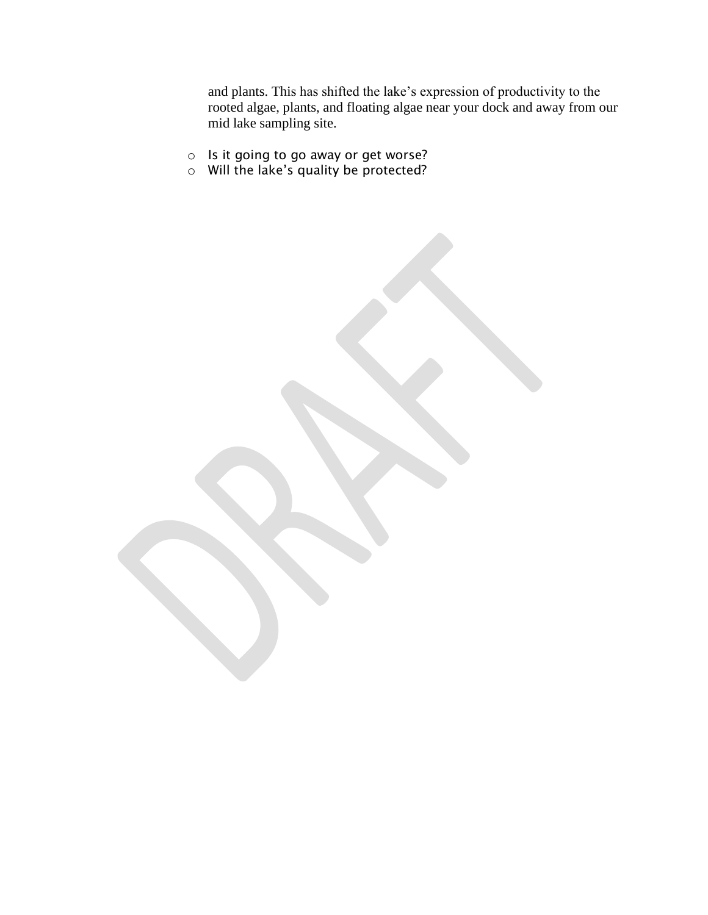and plants. This has shifted the lake's expression of productivity to the rooted algae, plants, and floating algae near your dock and away from our mid lake sampling site.

- Is it going to go away or get worse?
- Will the lake's quality be protected?